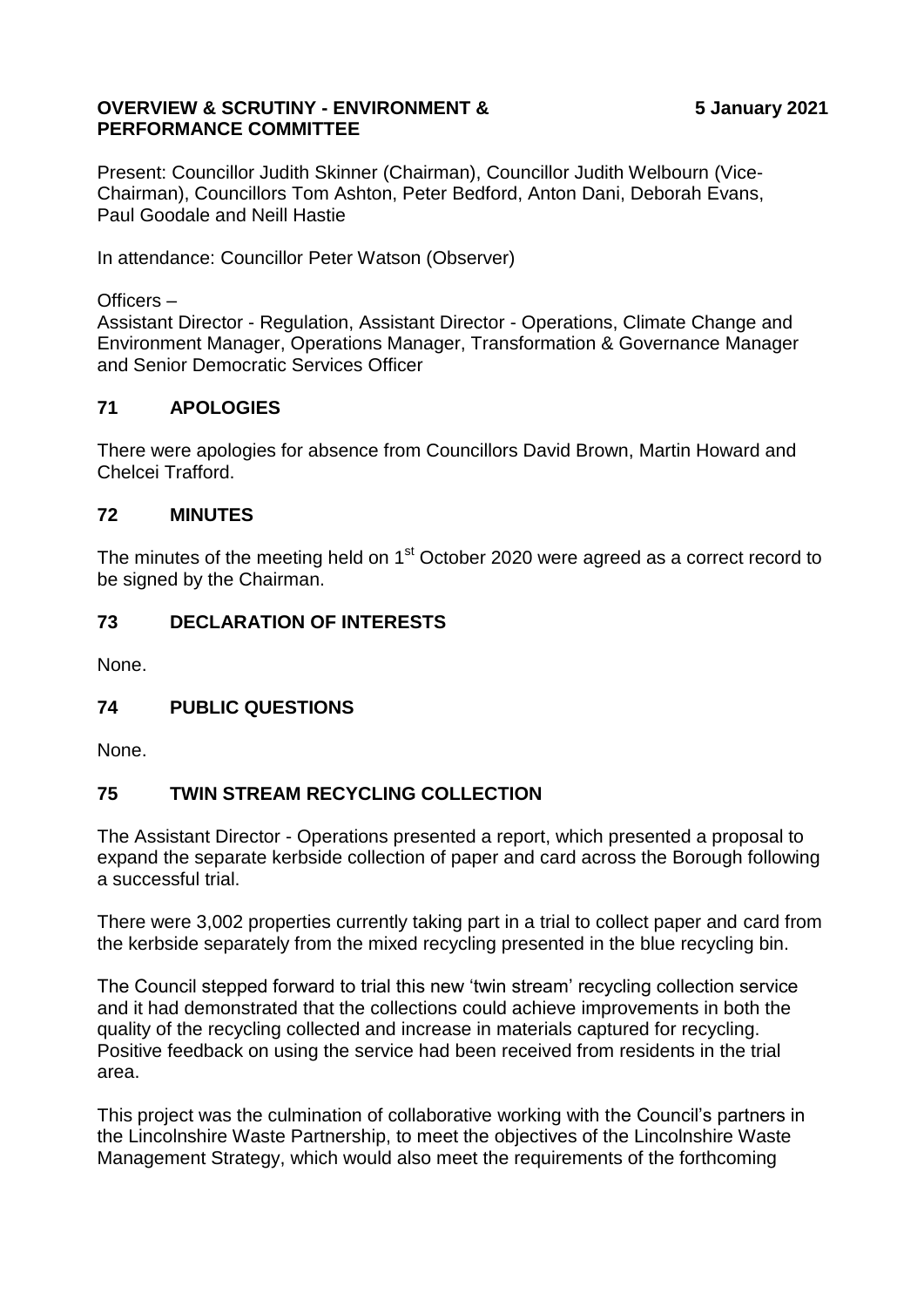**OVERVIEW & SCRUTINY - ENVIRONMENT & PERFORMANCE COMMITTEE** **5 January 2021**

Present: Councillor Judith Skinner (Chairman), Councillor Judith Welbourn (Vice-Chairman), Councillors Tom Ashton, Peter Bedford, Anton Dani, Deborah Evans, Paul Goodale and Neill Hastie

In attendance: Councillor Peter Watson (Observer)

Officers –
Assistant Director - Regulation, Assistant Director - Operations, Climate Change and Environment Manager, Operations Manager, Transformation & Governance Manager and Senior Democratic Services Officer

## 71 APOLOGIES

There were apologies for absence from Councillors David Brown, Martin Howard and Chelcei Trafford.

## 72 MINUTES

The minutes of the meeting held on 1st October 2020 were agreed as a correct record to be signed by the Chairman.

## 73 DECLARATION OF INTERESTS

None.

## 74 PUBLIC QUESTIONS

None.

## 75 TWIN STREAM RECYCLING COLLECTION

The Assistant Director - Operations presented a report, which presented a proposal to expand the separate kerbside collection of paper and card across the Borough following a successful trial.

There were 3,002 properties currently taking part in a trial to collect paper and card from the kerbside separately from the mixed recycling presented in the blue recycling bin.

The Council stepped forward to trial this new 'twin stream' recycling collection service and it had demonstrated that the collections could achieve improvements in both the quality of the recycling collected and increase in materials captured for recycling. Positive feedback on using the service had been received from residents in the trial area.

This project was the culmination of collaborative working with the Council's partners in the Lincolnshire Waste Partnership, to meet the objectives of the Lincolnshire Waste Management Strategy, which would also meet the requirements of the forthcoming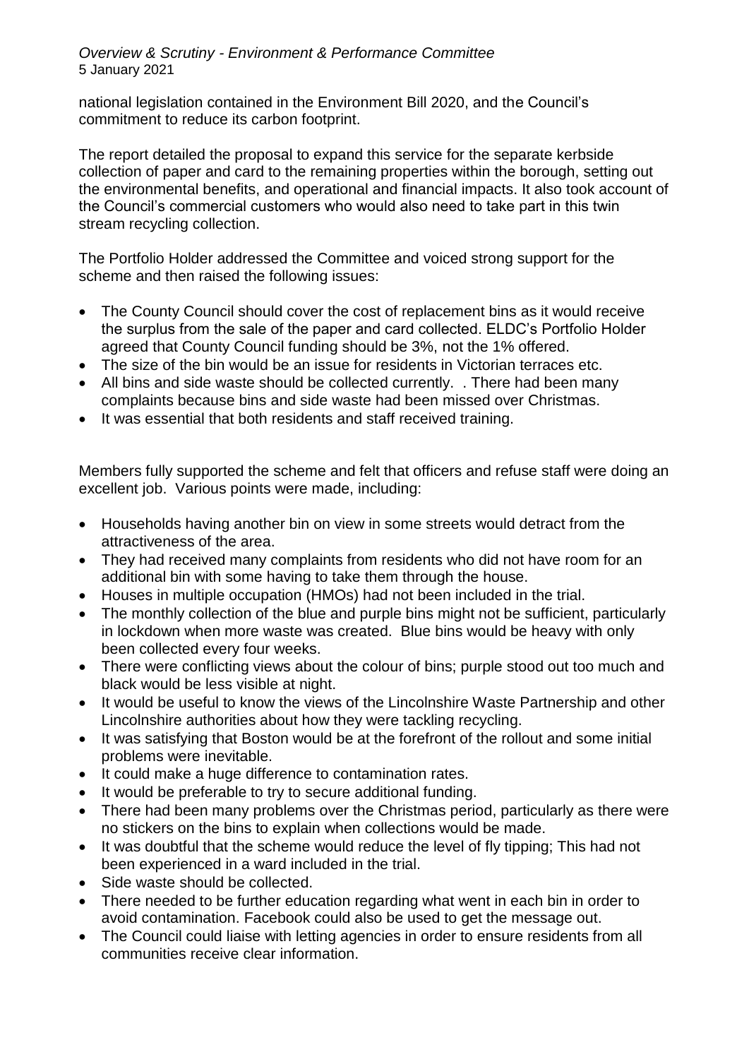national legislation contained in the Environment Bill 2020, and the Council's commitment to reduce its carbon footprint.

The report detailed the proposal to expand this service for the separate kerbside collection of paper and card to the remaining properties within the borough, setting out the environmental benefits, and operational and financial impacts. It also took account of the Council's commercial customers who would also need to take part in this twin stream recycling collection.

The Portfolio Holder addressed the Committee and voiced strong support for the scheme and then raised the following issues:

- The County Council should cover the cost of replacement bins as it would receive the surplus from the sale of the paper and card collected. ELDC's Portfolio Holder agreed that County Council funding should be 3%, not the 1% offered.
- The size of the bin would be an issue for residents in Victorian terraces etc.
- All bins and side waste should be collected currently. . There had been many complaints because bins and side waste had been missed over Christmas.
- It was essential that both residents and staff received training.

Members fully supported the scheme and felt that officers and refuse staff were doing an excellent job. Various points were made, including:

- Households having another bin on view in some streets would detract from the attractiveness of the area.
- They had received many complaints from residents who did not have room for an additional bin with some having to take them through the house.
- Houses in multiple occupation (HMOs) had not been included in the trial.
- The monthly collection of the blue and purple bins might not be sufficient, particularly in lockdown when more waste was created. Blue bins would be heavy with only been collected every four weeks.
- There were conflicting views about the colour of bins; purple stood out too much and black would be less visible at night.
- It would be useful to know the views of the Lincolnshire Waste Partnership and other Lincolnshire authorities about how they were tackling recycling.
- It was satisfying that Boston would be at the forefront of the rollout and some initial problems were inevitable.
- It could make a huge difference to contamination rates.
- It would be preferable to try to secure additional funding.
- There had been many problems over the Christmas period, particularly as there were no stickers on the bins to explain when collections would be made.
- It was doubtful that the scheme would reduce the level of fly tipping; This had not been experienced in a ward included in the trial.
- Side waste should be collected.
- There needed to be further education regarding what went in each bin in order to avoid contamination. Facebook could also be used to get the message out.
- The Council could liaise with letting agencies in order to ensure residents from all communities receive clear information.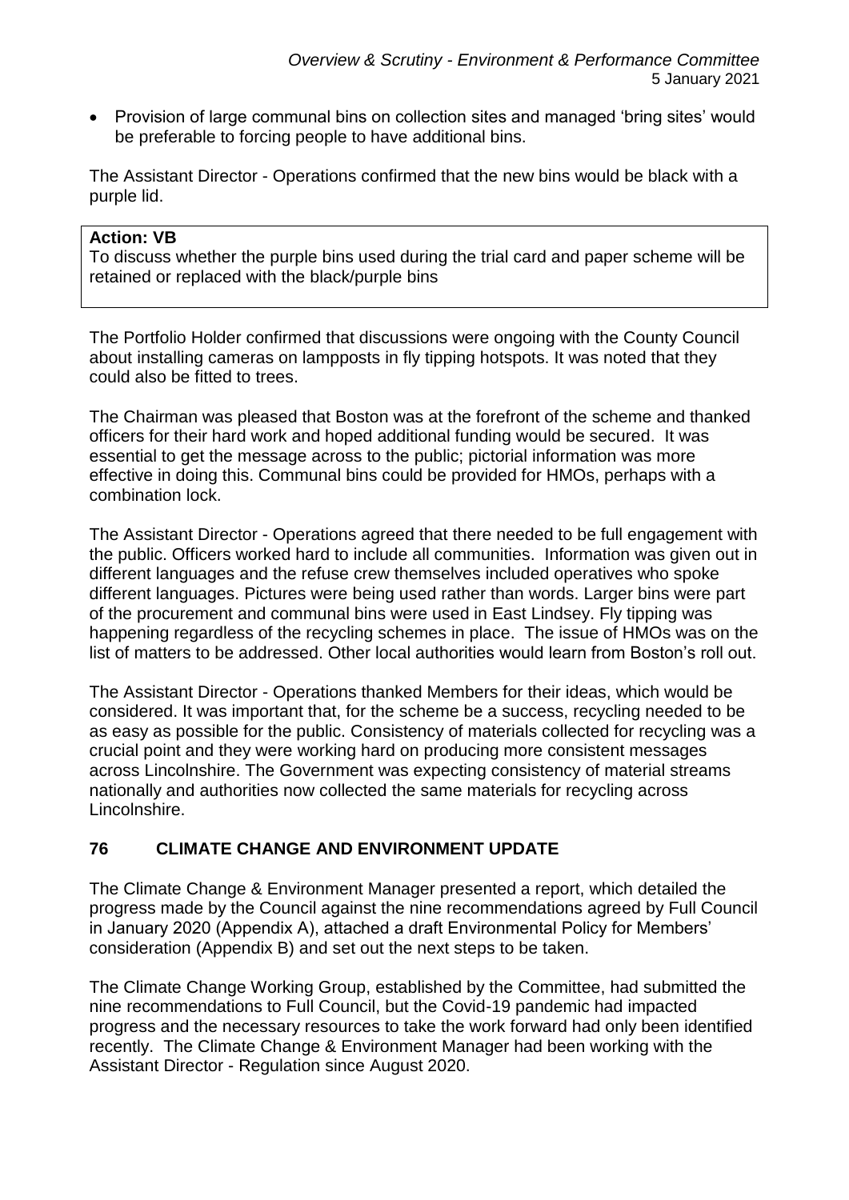- Provision of large communal bins on collection sites and managed 'bring sites' would be preferable to forcing people to have additional bins.

The Assistant Director - Operations confirmed that the new bins would be black with a purple lid.

> **Action: VB**
> To discuss whether the purple bins used during the trial card and paper scheme will be retained or replaced with the black/purple bins

The Portfolio Holder confirmed that discussions were ongoing with the County Council about installing cameras on lampposts in fly tipping hotspots. It was noted that they could also be fitted to trees.

The Chairman was pleased that Boston was at the forefront of the scheme and thanked officers for their hard work and hoped additional funding would be secured. It was essential to get the message across to the public; pictorial information was more effective in doing this. Communal bins could be provided for HMOs, perhaps with a combination lock.

The Assistant Director - Operations agreed that there needed to be full engagement with the public. Officers worked hard to include all communities. Information was given out in different languages and the refuse crew themselves included operatives who spoke different languages. Pictures were being used rather than words. Larger bins were part of the procurement and communal bins were used in East Lindsey. Fly tipping was happening regardless of the recycling schemes in place. The issue of HMOs was on the list of matters to be addressed. Other local authorities would learn from Boston's roll out.

The Assistant Director - Operations thanked Members for their ideas, which would be considered. It was important that, for the scheme be a success, recycling needed to be as easy as possible for the public. Consistency of materials collected for recycling was a crucial point and they were working hard on producing more consistent messages across Lincolnshire. The Government was expecting consistency of material streams nationally and authorities now collected the same materials for recycling across Lincolnshire.

## 76 CLIMATE CHANGE AND ENVIRONMENT UPDATE

The Climate Change & Environment Manager presented a report, which detailed the progress made by the Council against the nine recommendations agreed by Full Council in January 2020 (Appendix A), attached a draft Environmental Policy for Members' consideration (Appendix B) and set out the next steps to be taken.

The Climate Change Working Group, established by the Committee, had submitted the nine recommendations to Full Council, but the Covid-19 pandemic had impacted progress and the necessary resources to take the work forward had only been identified recently. The Climate Change & Environment Manager had been working with the Assistant Director - Regulation since August 2020.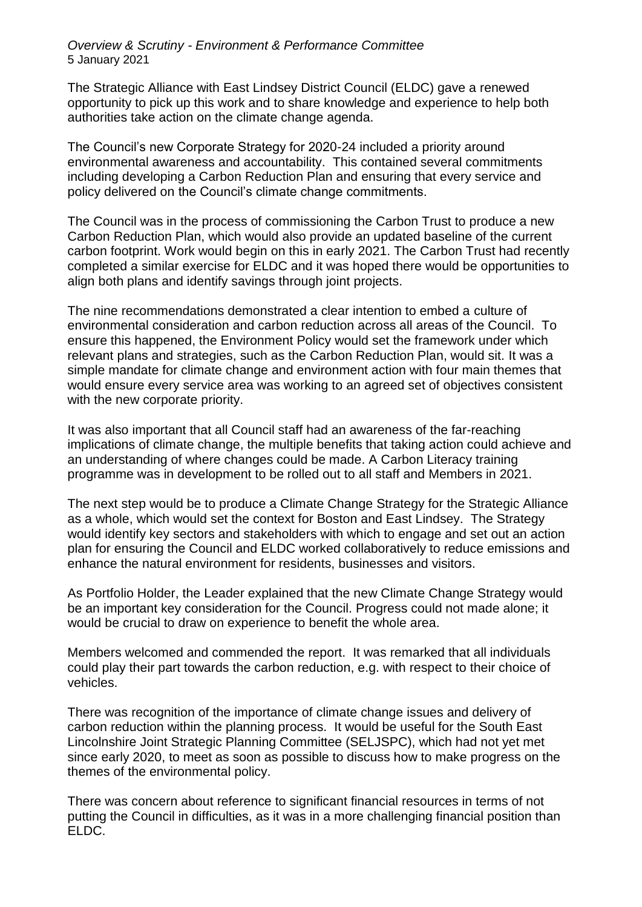The Strategic Alliance with East Lindsey District Council (ELDC) gave a renewed opportunity to pick up this work and to share knowledge and experience to help both authorities take action on the climate change agenda.

The Council's new Corporate Strategy for 2020-24 included a priority around environmental awareness and accountability. This contained several commitments including developing a Carbon Reduction Plan and ensuring that every service and policy delivered on the Council's climate change commitments.

The Council was in the process of commissioning the Carbon Trust to produce a new Carbon Reduction Plan, which would also provide an updated baseline of the current carbon footprint. Work would begin on this in early 2021. The Carbon Trust had recently completed a similar exercise for ELDC and it was hoped there would be opportunities to align both plans and identify savings through joint projects.

The nine recommendations demonstrated a clear intention to embed a culture of environmental consideration and carbon reduction across all areas of the Council. To ensure this happened, the Environment Policy would set the framework under which relevant plans and strategies, such as the Carbon Reduction Plan, would sit. It was a simple mandate for climate change and environment action with four main themes that would ensure every service area was working to an agreed set of objectives consistent with the new corporate priority.

It was also important that all Council staff had an awareness of the far-reaching implications of climate change, the multiple benefits that taking action could achieve and an understanding of where changes could be made. A Carbon Literacy training programme was in development to be rolled out to all staff and Members in 2021.

The next step would be to produce a Climate Change Strategy for the Strategic Alliance as a whole, which would set the context for Boston and East Lindsey. The Strategy would identify key sectors and stakeholders with which to engage and set out an action plan for ensuring the Council and ELDC worked collaboratively to reduce emissions and enhance the natural environment for residents, businesses and visitors.

As Portfolio Holder, the Leader explained that the new Climate Change Strategy would be an important key consideration for the Council. Progress could not made alone; it would be crucial to draw on experience to benefit the whole area.

Members welcomed and commended the report. It was remarked that all individuals could play their part towards the carbon reduction, e.g. with respect to their choice of vehicles.

There was recognition of the importance of climate change issues and delivery of carbon reduction within the planning process. It would be useful for the South East Lincolnshire Joint Strategic Planning Committee (SELJSPC), which had not yet met since early 2020, to meet as soon as possible to discuss how to make progress on the themes of the environmental policy.

There was concern about reference to significant financial resources in terms of not putting the Council in difficulties, as it was in a more challenging financial position than ELDC.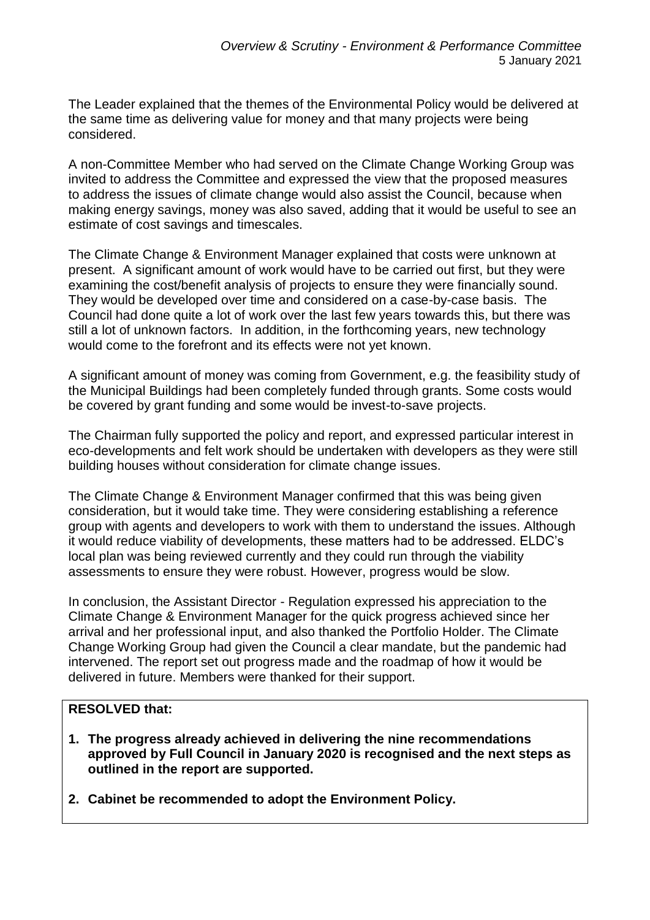The Leader explained that the themes of the Environmental Policy would be delivered at the same time as delivering value for money and that many projects were being considered.

A non-Committee Member who had served on the Climate Change Working Group was invited to address the Committee and expressed the view that the proposed measures to address the issues of climate change would also assist the Council, because when making energy savings, money was also saved, adding that it would be useful to see an estimate of cost savings and timescales.

The Climate Change & Environment Manager explained that costs were unknown at present. A significant amount of work would have to be carried out first, but they were examining the cost/benefit analysis of projects to ensure they were financially sound. They would be developed over time and considered on a case-by-case basis. The Council had done quite a lot of work over the last few years towards this, but there was still a lot of unknown factors. In addition, in the forthcoming years, new technology would come to the forefront and its effects were not yet known.

A significant amount of money was coming from Government, e.g. the feasibility study of the Municipal Buildings had been completely funded through grants. Some costs would be covered by grant funding and some would be invest-to-save projects.

The Chairman fully supported the policy and report, and expressed particular interest in eco-developments and felt work should be undertaken with developers as they were still building houses without consideration for climate change issues.

The Climate Change & Environment Manager confirmed that this was being given consideration, but it would take time. They were considering establishing a reference group with agents and developers to work with them to understand the issues. Although it would reduce viability of developments, these matters had to be addressed. ELDC's local plan was being reviewed currently and they could run through the viability assessments to ensure they were robust. However, progress would be slow.

In conclusion, the Assistant Director - Regulation expressed his appreciation to the Climate Change & Environment Manager for the quick progress achieved since her arrival and her professional input, and also thanked the Portfolio Holder. The Climate Change Working Group had given the Council a clear mandate, but the pandemic had intervened. The report set out progress made and the roadmap of how it would be delivered in future. Members were thanked for their support.

**RESOLVED that:**

1. **The progress already achieved in delivering the nine recommendations approved by Full Council in January 2020 is recognised and the next steps as outlined in the report are supported.**

2. **Cabinet be recommended to adopt the Environment Policy.**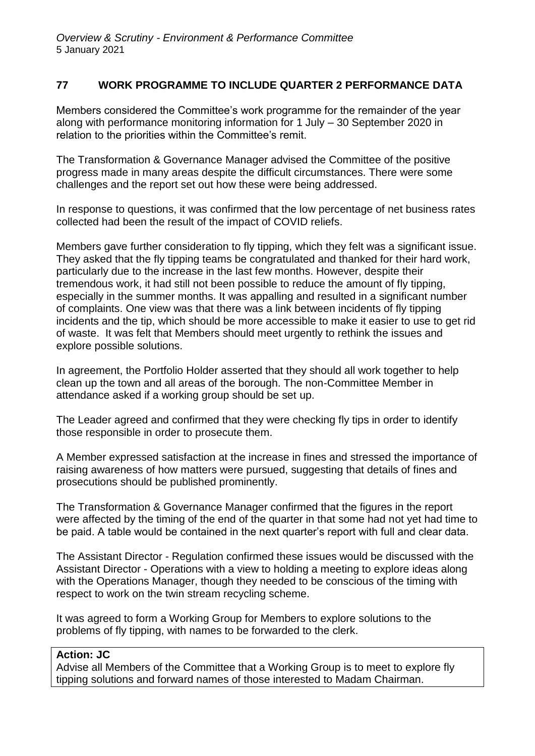## 77 WORK PROGRAMME TO INCLUDE QUARTER 2 PERFORMANCE DATA

Members considered the Committee's work programme for the remainder of the year along with performance monitoring information for 1 July – 30 September 2020 in relation to the priorities within the Committee's remit.

The Transformation & Governance Manager advised the Committee of the positive progress made in many areas despite the difficult circumstances. There were some challenges and the report set out how these were being addressed.

In response to questions, it was confirmed that the low percentage of net business rates collected had been the result of the impact of COVID reliefs.

Members gave further consideration to fly tipping, which they felt was a significant issue. They asked that the fly tipping teams be congratulated and thanked for their hard work, particularly due to the increase in the last few months. However, despite their tremendous work, it had still not been possible to reduce the amount of fly tipping, especially in the summer months. It was appalling and resulted in a significant number of complaints. One view was that there was a link between incidents of fly tipping incidents and the tip, which should be more accessible to make it easier to use to get rid of waste. It was felt that Members should meet urgently to rethink the issues and explore possible solutions.

In agreement, the Portfolio Holder asserted that they should all work together to help clean up the town and all areas of the borough. The non-Committee Member in attendance asked if a working group should be set up.

The Leader agreed and confirmed that they were checking fly tips in order to identify those responsible in order to prosecute them.

A Member expressed satisfaction at the increase in fines and stressed the importance of raising awareness of how matters were pursued, suggesting that details of fines and prosecutions should be published prominently.

The Transformation & Governance Manager confirmed that the figures in the report were affected by the timing of the end of the quarter in that some had not yet had time to be paid. A table would be contained in the next quarter's report with full and clear data.

The Assistant Director - Regulation confirmed these issues would be discussed with the Assistant Director - Operations with a view to holding a meeting to explore ideas along with the Operations Manager, though they needed to be conscious of the timing with respect to work on the twin stream recycling scheme.

It was agreed to form a Working Group for Members to explore solutions to the problems of fly tipping, with names to be forwarded to the clerk.

**Action: JC**
Advise all Members of the Committee that a Working Group is to meet to explore fly tipping solutions and forward names of those interested to Madam Chairman.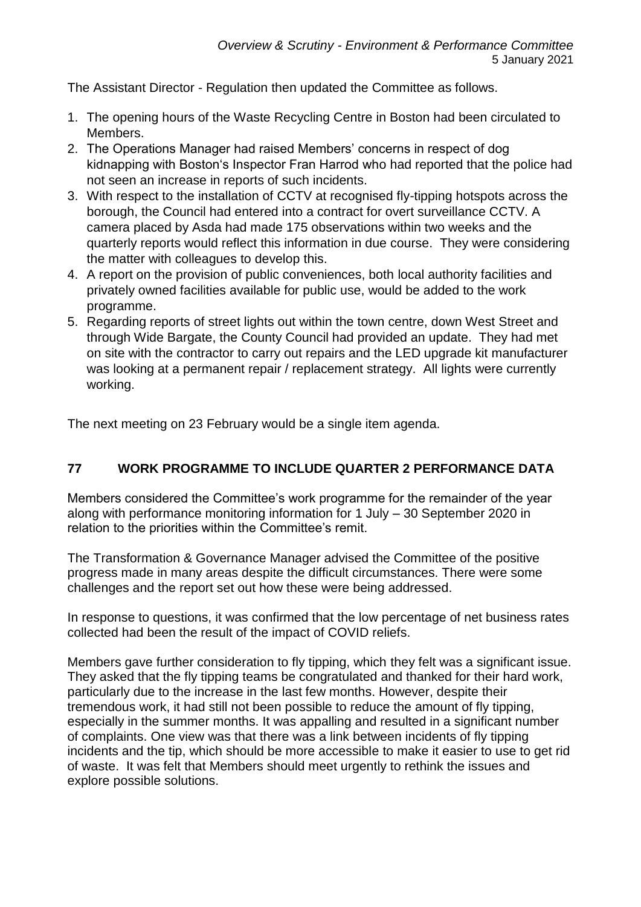The Assistant Director - Regulation then updated the Committee as follows.

1. The opening hours of the Waste Recycling Centre in Boston had been circulated to Members.
2. The Operations Manager had raised Members' concerns in respect of dog kidnapping with Boston's Inspector Fran Harrod who had reported that the police had not seen an increase in reports of such incidents.
3. With respect to the installation of CCTV at recognised fly-tipping hotspots across the borough, the Council had entered into a contract for overt surveillance CCTV. A camera placed by Asda had made 175 observations within two weeks and the quarterly reports would reflect this information in due course. They were considering the matter with colleagues to develop this.
4. A report on the provision of public conveniences, both local authority facilities and privately owned facilities available for public use, would be added to the work programme.
5. Regarding reports of street lights out within the town centre, down West Street and through Wide Bargate, the County Council had provided an update. They had met on site with the contractor to carry out repairs and the LED upgrade kit manufacturer was looking at a permanent repair / replacement strategy. All lights were currently working.

The next meeting on 23 February would be a single item agenda.

## 77 WORK PROGRAMME TO INCLUDE QUARTER 2 PERFORMANCE DATA

Members considered the Committee's work programme for the remainder of the year along with performance monitoring information for 1 July – 30 September 2020 in relation to the priorities within the Committee's remit.

The Transformation & Governance Manager advised the Committee of the positive progress made in many areas despite the difficult circumstances. There were some challenges and the report set out how these were being addressed.

In response to questions, it was confirmed that the low percentage of net business rates collected had been the result of the impact of COVID reliefs.

Members gave further consideration to fly tipping, which they felt was a significant issue. They asked that the fly tipping teams be congratulated and thanked for their hard work, particularly due to the increase in the last few months. However, despite their tremendous work, it had still not been possible to reduce the amount of fly tipping, especially in the summer months. It was appalling and resulted in a significant number of complaints. One view was that there was a link between incidents of fly tipping incidents and the tip, which should be more accessible to make it easier to use to get rid of waste. It was felt that Members should meet urgently to rethink the issues and explore possible solutions.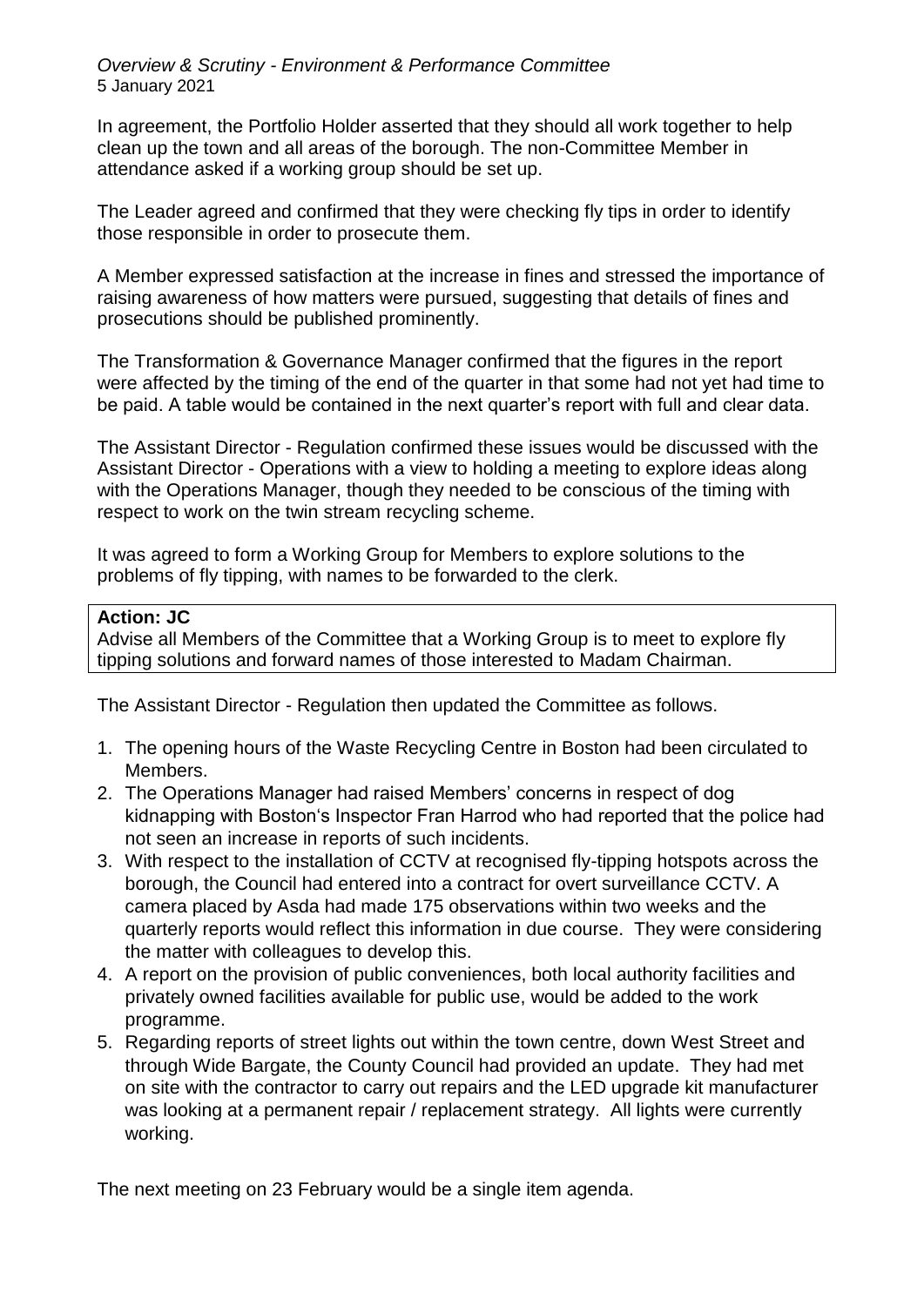In agreement, the Portfolio Holder asserted that they should all work together to help clean up the town and all areas of the borough. The non-Committee Member in attendance asked if a working group should be set up.

The Leader agreed and confirmed that they were checking fly tips in order to identify those responsible in order to prosecute them.

A Member expressed satisfaction at the increase in fines and stressed the importance of raising awareness of how matters were pursued, suggesting that details of fines and prosecutions should be published prominently.

The Transformation & Governance Manager confirmed that the figures in the report were affected by the timing of the end of the quarter in that some had not yet had time to be paid. A table would be contained in the next quarter's report with full and clear data.

The Assistant Director - Regulation confirmed these issues would be discussed with the Assistant Director - Operations with a view to holding a meeting to explore ideas along with the Operations Manager, though they needed to be conscious of the timing with respect to work on the twin stream recycling scheme.

It was agreed to form a Working Group for Members to explore solutions to the problems of fly tipping, with names to be forwarded to the clerk.

**Action: JC**
Advise all Members of the Committee that a Working Group is to meet to explore fly tipping solutions and forward names of those interested to Madam Chairman.

The Assistant Director - Regulation then updated the Committee as follows.

1. The opening hours of the Waste Recycling Centre in Boston had been circulated to Members.
2. The Operations Manager had raised Members' concerns in respect of dog kidnapping with Boston's Inspector Fran Harrod who had reported that the police had not seen an increase in reports of such incidents.
3. With respect to the installation of CCTV at recognised fly-tipping hotspots across the borough, the Council had entered into a contract for overt surveillance CCTV. A camera placed by Asda had made 175 observations within two weeks and the quarterly reports would reflect this information in due course. They were considering the matter with colleagues to develop this.
4. A report on the provision of public conveniences, both local authority facilities and privately owned facilities available for public use, would be added to the work programme.
5. Regarding reports of street lights out within the town centre, down West Street and through Wide Bargate, the County Council had provided an update. They had met on site with the contractor to carry out repairs and the LED upgrade kit manufacturer was looking at a permanent repair / replacement strategy. All lights were currently working.

The next meeting on 23 February would be a single item agenda.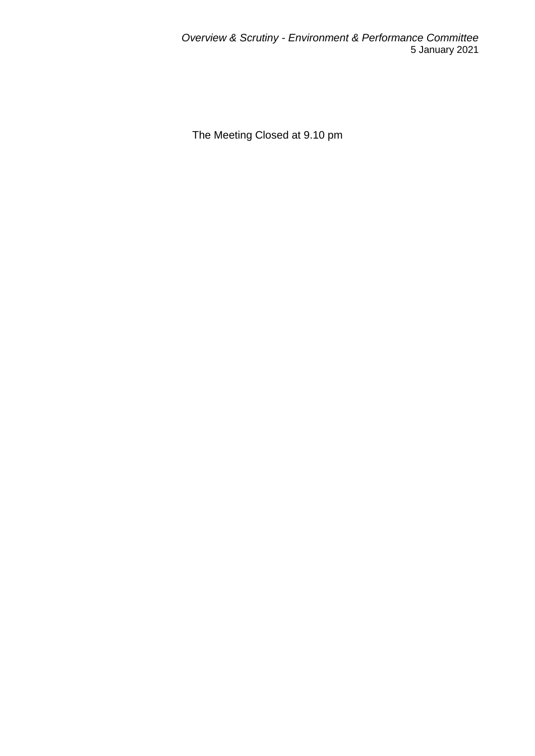The Meeting Closed at 9.10 pm